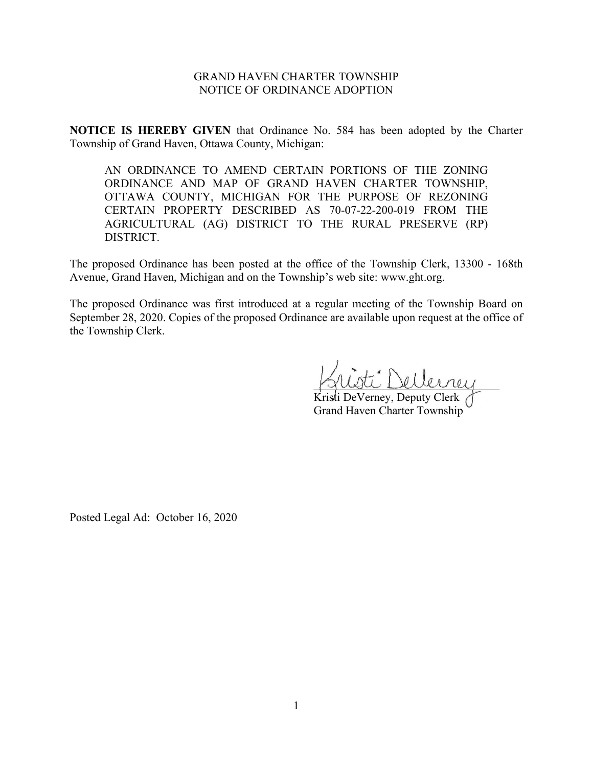# GRAND HAVEN CHARTER TOWNSHIP
## NOTICE OF ORDINANCE ADOPTION

**NOTICE IS HEREBY GIVEN** that Ordinance No. 584 has been adopted by the Charter Township of Grand Haven, Ottawa County, Michigan:

> AN ORDINANCE TO AMEND CERTAIN PORTIONS OF THE ZONING ORDINANCE AND MAP OF GRAND HAVEN CHARTER TOWNSHIP, OTTAWA COUNTY, MICHIGAN FOR THE PURPOSE OF REZONING CERTAIN PROPERTY DESCRIBED AS 70-07-22-200-019 FROM THE AGRICULTURAL (AG) DISTRICT TO THE RURAL PRESERVE (RP) DISTRICT.

The proposed Ordinance has been posted at the office of the Township Clerk, 13300 - 168th Avenue, Grand Haven, Michigan and on the Township's web site: www.ght.org.

The proposed Ordinance was first introduced at a regular meeting of the Township Board on September 28, 2020. Copies of the proposed Ordinance are available upon request at the office of the Township Clerk.

Kristi DeVerney

Kristi DeVerney, Deputy Clerk
Grand Haven Charter Township

Posted Legal Ad: October 16, 2020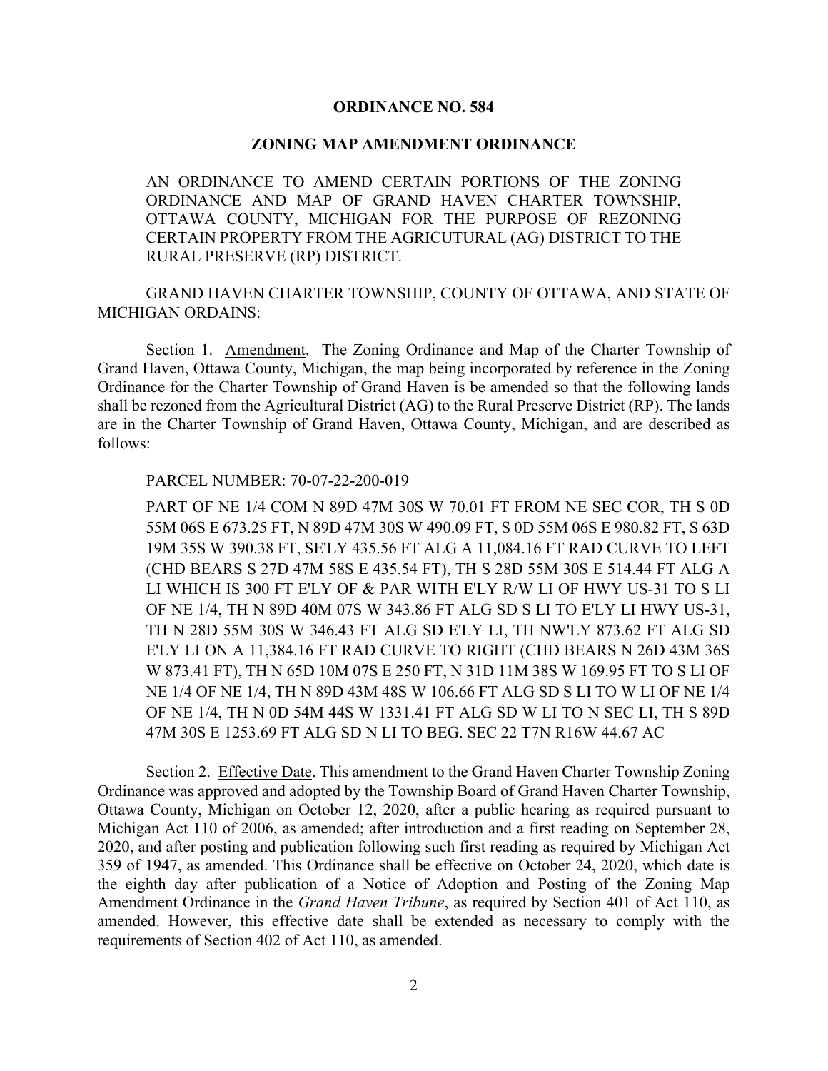# ORDINANCE NO. 584

## ZONING MAP AMENDMENT ORDINANCE

AN ORDINANCE TO AMEND CERTAIN PORTIONS OF THE ZONING ORDINANCE AND MAP OF GRAND HAVEN CHARTER TOWNSHIP, OTTAWA COUNTY, MICHIGAN FOR THE PURPOSE OF REZONING CERTAIN PROPERTY FROM THE AGRICUTURAL (AG) DISTRICT TO THE RURAL PRESERVE (RP) DISTRICT.

GRAND HAVEN CHARTER TOWNSHIP, COUNTY OF OTTAWA, AND STATE OF MICHIGAN ORDAINS:

Section 1. Amendment. The Zoning Ordinance and Map of the Charter Township of Grand Haven, Ottawa County, Michigan, the map being incorporated by reference in the Zoning Ordinance for the Charter Township of Grand Haven is be amended so that the following lands shall be rezoned from the Agricultural District (AG) to the Rural Preserve District (RP). The lands are in the Charter Township of Grand Haven, Ottawa County, Michigan, and are described as follows:

PARCEL NUMBER: 70-07-22-200-019

PART OF NE 1/4 COM N 89D 47M 30S W 70.01 FT FROM NE SEC COR, TH S 0D 55M 06S E 673.25 FT, N 89D 47M 30S W 490.09 FT, S 0D 55M 06S E 980.82 FT, S 63D 19M 35S W 390.38 FT, SE'LY 435.56 FT ALG A 11,084.16 FT RAD CURVE TO LEFT (CHD BEARS S 27D 47M 58S E 435.54 FT), TH S 28D 55M 30S E 514.44 FT ALG A LI WHICH IS 300 FT E'LY OF & PAR WITH E'LY R/W LI OF HWY US-31 TO S LI OF NE 1/4, TH N 89D 40M 07S W 343.86 FT ALG SD S LI TO E'LY LI HWY US-31, TH N 28D 55M 30S W 346.43 FT ALG SD E'LY LI, TH NW'LY 873.62 FT ALG SD E'LY LI ON A 11,384.16 FT RAD CURVE TO RIGHT (CHD BEARS N 26D 43M 36S W 873.41 FT), TH N 65D 10M 07S E 250 FT, N 31D 11M 38S W 169.95 FT TO S LI OF NE 1/4 OF NE 1/4, TH N 89D 43M 48S W 106.66 FT ALG SD S LI TO W LI OF NE 1/4 OF NE 1/4, TH N 0D 54M 44S W 1331.41 FT ALG SD W LI TO N SEC LI, TH S 89D 47M 30S E 1253.69 FT ALG SD N LI TO BEG. SEC 22 T7N R16W 44.67 AC

Section 2. Effective Date. This amendment to the Grand Haven Charter Township Zoning Ordinance was approved and adopted by the Township Board of Grand Haven Charter Township, Ottawa County, Michigan on October 12, 2020, after a public hearing as required pursuant to Michigan Act 110 of 2006, as amended; after introduction and a first reading on September 28, 2020, and after posting and publication following such first reading as required by Michigan Act 359 of 1947, as amended. This Ordinance shall be effective on October 24, 2020, which date is the eighth day after publication of a Notice of Adoption and Posting of the Zoning Map Amendment Ordinance in the *Grand Haven Tribune*, as required by Section 401 of Act 110, as amended. However, this effective date shall be extended as necessary to comply with the requirements of Section 402 of Act 110, as amended.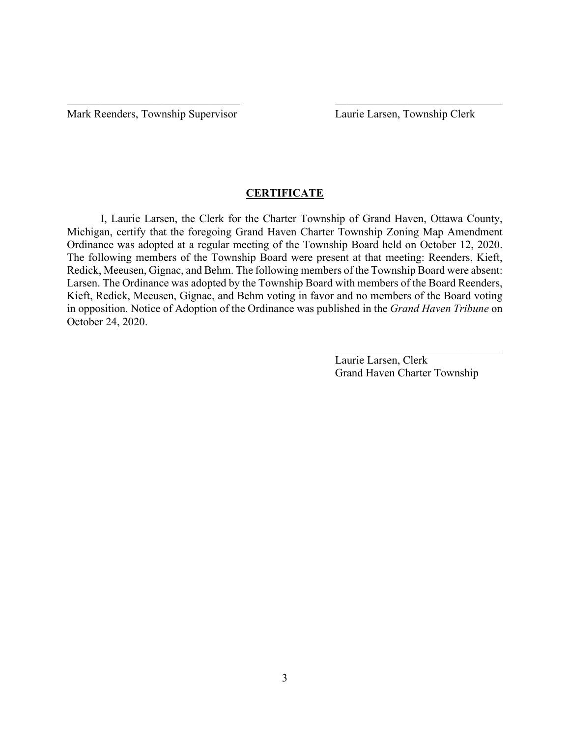\_\_\_\_\_\_\_\_\_\_\_\_\_\_\_\_\_\_\_\_\_\_\_\_\_\_\_\_\_\_\_\_
Mark Reenders, Township Supervisor

\_\_\_\_\_\_\_\_\_\_\_\_\_\_\_\_\_\_\_\_\_\_\_\_\_\_\_\_\_\_\_\_
Laurie Larsen, Township Clerk

## **CERTIFICATE**

I, Laurie Larsen, the Clerk for the Charter Township of Grand Haven, Ottawa County, Michigan, certify that the foregoing Grand Haven Charter Township Zoning Map Amendment Ordinance was adopted at a regular meeting of the Township Board held on October 12, 2020. The following members of the Township Board were present at that meeting: Reenders, Kieft, Redick, Meeusen, Gignac, and Behm. The following members of the Township Board were absent: Larsen. The Ordinance was adopted by the Township Board with members of the Board Reenders, Kieft, Redick, Meeusen, Gignac, and Behm voting in favor and no members of the Board voting in opposition. Notice of Adoption of the Ordinance was published in the *Grand Haven Tribune* on October 24, 2020.

\_\_\_\_\_\_\_\_\_\_\_\_\_\_\_\_\_\_\_\_\_\_\_\_\_\_\_\_\_\_\_\_
Laurie Larsen, Clerk
Grand Haven Charter Township